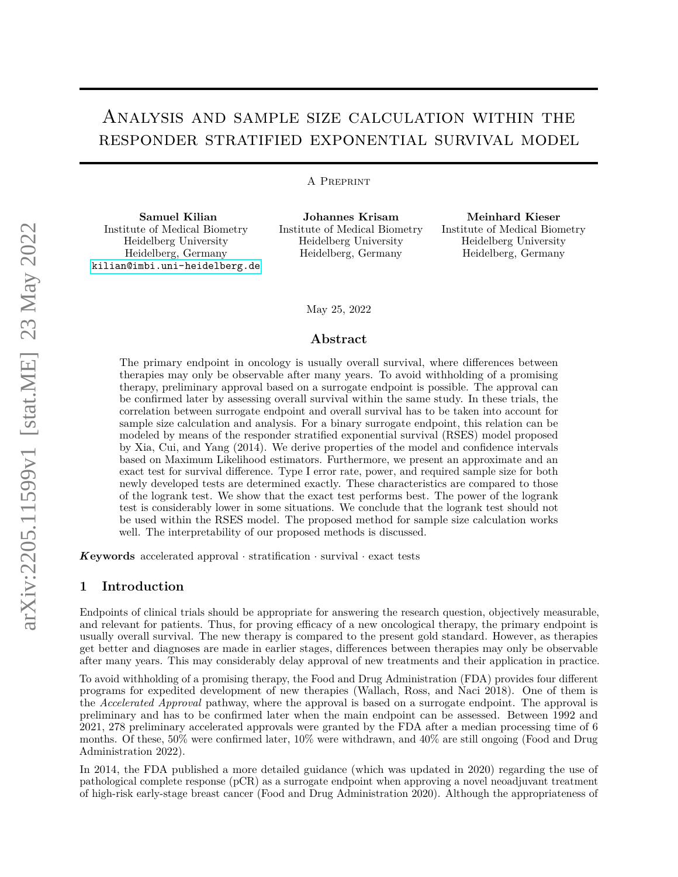# Analysis and sample size calculation within the responder stratified exponential survival model

A Preprint

**Samuel Kilian**
Institute of Medical Biometry
Heidelberg University
Heidelberg, Germany
kilian@imbi.uni-heidelberg.de

**Johannes Krisam**
Institute of Medical Biometry
Heidelberg University
Heidelberg, Germany

**Meinhard Kieser**
Institute of Medical Biometry
Heidelberg University
Heidelberg, Germany

May 25, 2022

## Abstract

The primary endpoint in oncology is usually overall survival, where differences between therapies may only be observable after many years. To avoid withholding of a promising therapy, preliminary approval based on a surrogate endpoint is possible. The approval can be confirmed later by assessing overall survival within the same study. In these trials, the correlation between surrogate endpoint and overall survival has to be taken into account for sample size calculation and analysis. For a binary surrogate endpoint, this relation can be modeled by means of the responder stratified exponential survival (RSES) model proposed by Xia, Cui, and Yang (2014). We derive properties of the model and confidence intervals based on Maximum Likelihood estimators. Furthermore, we present an approximate and an exact test for survival difference. Type I error rate, power, and required sample size for both newly developed tests are determined exactly. These characteristics are compared to those of the logrank test. We show that the exact test performs best. The power of the logrank test is considerably lower in some situations. We conclude that the logrank test should not be used within the RSES model. The proposed method for sample size calculation works well. The interpretability of our proposed methods is discussed.

***Keywords*** accelerated approval · stratification · survival · exact tests

## 1 Introduction

Endpoints of clinical trials should be appropriate for answering the research question, objectively measurable, and relevant for patients. Thus, for proving efficacy of a new oncological therapy, the primary endpoint is usually overall survival. The new therapy is compared to the present gold standard. However, as therapies get better and diagnoses are made in earlier stages, differences between therapies may only be observable after many years. This may considerably delay approval of new treatments and their application in practice.

To avoid withholding of a promising therapy, the Food and Drug Administration (FDA) provides four different programs for expedited development of new therapies (Wallach, Ross, and Naci 2018). One of them is the *Accelerated Approval* pathway, where the approval is based on a surrogate endpoint. The approval is preliminary and has to be confirmed later when the main endpoint can be assessed. Between 1992 and 2021, 278 preliminary accelerated approvals were granted by the FDA after a median processing time of 6 months. Of these, 50% were confirmed later, 10% were withdrawn, and 40% are still ongoing (Food and Drug Administration 2022).

In 2014, the FDA published a more detailed guidance (which was updated in 2020) regarding the use of pathological complete response (pCR) as a surrogate endpoint when approving a novel neoadjuvant treatment of high-risk early-stage breast cancer (Food and Drug Administration 2020). Although the appropriateness of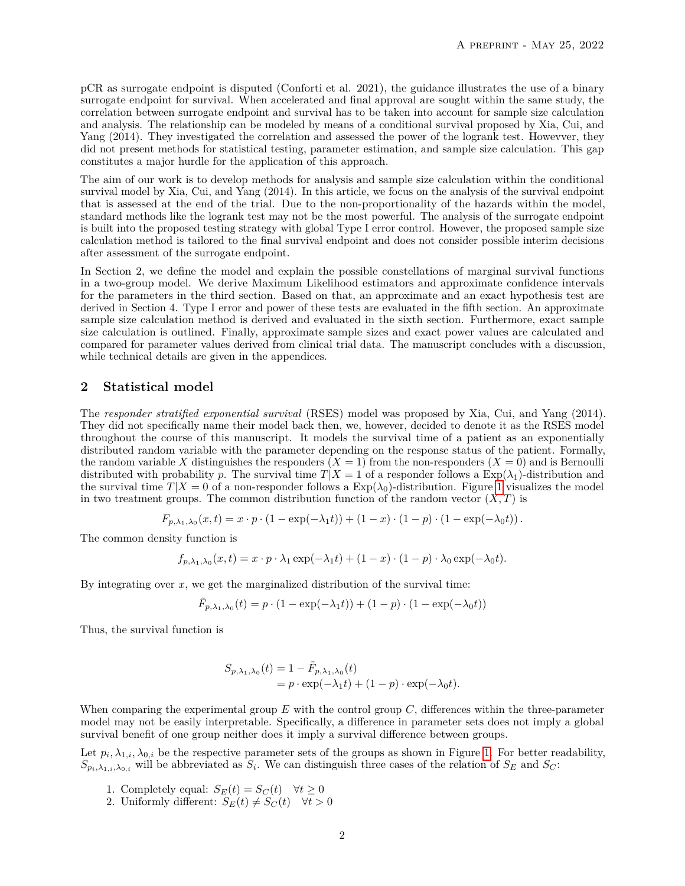pCR as surrogate endpoint is disputed (Conforti et al. 2021), the guidance illustrates the use of a binary surrogate endpoint for survival. When accelerated and final approval are sought within the same study, the correlation between surrogate endpoint and survival has to be taken into account for sample size calculation and analysis. The relationship can be modeled by means of a conditional survival proposed by Xia, Cui, and Yang (2014). They investigated the correlation and assessed the power of the logrank test. Howevver, they did not present methods for statistical testing, parameter estimation, and sample size calculation. This gap constitutes a major hurdle for the application of this approach.

The aim of our work is to develop methods for analysis and sample size calculation within the conditional survival model by Xia, Cui, and Yang (2014). In this article, we focus on the analysis of the survival endpoint that is assessed at the end of the trial. Due to the non-proportionality of the hazards within the model, standard methods like the logrank test may not be the most powerful. The analysis of the surrogate endpoint is built into the proposed testing strategy with global Type I error control. However, the proposed sample size calculation method is tailored to the final survival endpoint and does not consider possible interim decisions after assessment of the surrogate endpoint.

In Section 2, we define the model and explain the possible constellations of marginal survival functions in a two-group model. We derive Maximum Likelihood estimators and approximate confidence intervals for the parameters in the third section. Based on that, an approximate and an exact hypothesis test are derived in Section 4. Type I error and power of these tests are evaluated in the fifth section. An approximate sample size calculation method is derived and evaluated in the sixth section. Furthermore, exact sample size calculation is outlined. Finally, approximate sample sizes and exact power values are calculated and compared for parameter values derived from clinical trial data. The manuscript concludes with a discussion, while technical details are given in the appendices.

## 2 Statistical model

The *responder stratified exponential survival* (RSES) model was proposed by Xia, Cui, and Yang (2014). They did not specifically name their model back then, we, however, decided to denote it as the RSES model throughout the course of this manuscript. It models the survival time of a patient as an exponentially distributed random variable with the parameter depending on the response status of the patient. Formally, the random variable $X$ distinguishes the responders ($X = 1$) from the non-responders ($X = 0$) and is Bernoulli distributed with probability $p$. The survival time $T|X = 1$ of a responder follows a $\text{Exp}(\lambda_1)$-distribution and the survival time $T|X = 0$ of a non-responder follows a $\text{Exp}(\lambda_0)$-distribution. Figure 1 visualizes the model in two treatment groups. The common distribution function of the random vector $(X, T)$ is

$$F_{p,\lambda_1,\lambda_0}(x, t) = x \cdot p \cdot (1 - \exp(-\lambda_1 t)) + (1 - x) \cdot (1 - p) \cdot (1 - \exp(-\lambda_0 t)).$$

The common density function is

$$f_{p,\lambda_1,\lambda_0}(x, t) = x \cdot p \cdot \lambda_1 \exp(-\lambda_1 t) + (1 - x) \cdot (1 - p) \cdot \lambda_0 \exp(-\lambda_0 t).$$

By integrating over $x$, we get the marginalized distribution of the survival time:

$$\tilde{F}_{p,\lambda_1,\lambda_0}(t) = p \cdot (1 - \exp(-\lambda_1 t)) + (1 - p) \cdot (1 - \exp(-\lambda_0 t))$$

Thus, the survival function is

$$\begin{aligned} S_{p,\lambda_1,\lambda_0}(t) &= 1 - \tilde{F}_{p,\lambda_1,\lambda_0}(t) \\ &= p \cdot \exp(-\lambda_1 t) + (1 - p) \cdot \exp(-\lambda_0 t). \end{aligned}$$

When comparing the experimental group $E$ with the control group $C$, differences within the three-parameter model may not be easily interpretable. Specifically, a difference in parameter sets does not imply a global survival benefit of one group neither does it imply a survival difference between groups.

Let $p_i, \lambda_{1,i}, \lambda_{0,i}$ be the respective parameter sets of the groups as shown in Figure 1. For better readability, $S_{p_i,\lambda_{1,i},\lambda_{0,i}}$ will be abbreviated as $S_i$. We can distinguish three cases of the relation of $S_E$ and $S_C$:

1. Completely equal: $S_E(t) = S_C(t) \quad \forall t \geq 0$
2. Uniformly different: $S_E(t) \neq S_C(t) \quad \forall t > 0$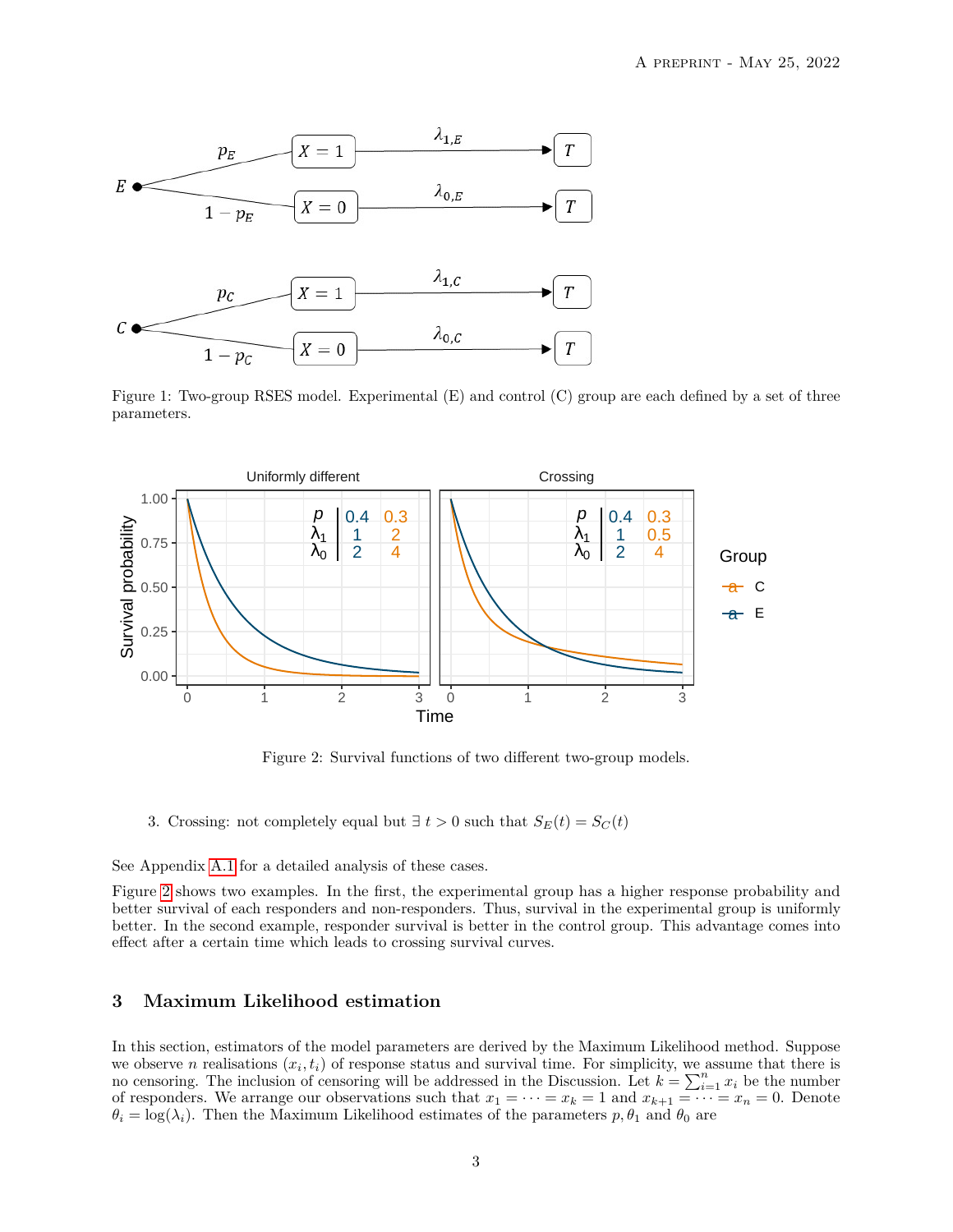Figure 1: Two-group RSES model. Experimental (E) and control (C) group are each defined by a set of three parameters.

Figure 2: Survival functions of two different two-group models.

3. Crossing: not completely equal but $\exists\, t > 0$ such that $S_E(t) = S_C(t)$

See Appendix A.1 for a detailed analysis of these cases.

Figure 2 shows two examples. In the first, the experimental group has a higher response probability and better survival of each responders and non-responders. Thus, survival in the experimental group is uniformly better. In the second example, responder survival is better in the control group. This advantage comes into effect after a certain time which leads to crossing survival curves.

## 3 Maximum Likelihood estimation

In this section, estimators of the model parameters are derived by the Maximum Likelihood method. Suppose we observe $n$ realisations $(x_i, t_i)$ of response status and survival time. For simplicity, we assume that there is no censoring. The inclusion of censoring will be addressed in the Discussion. Let $k = \sum_{i=1}^{n} x_i$ be the number of responders. We arrange our observations such that $x_1 = \cdots = x_k = 1$ and $x_{k+1} = \cdots = x_n = 0$. Denote $\theta_i = \log(\lambda_i)$. Then the Maximum Likelihood estimates of the parameters $p, \theta_1$ and $\theta_0$ are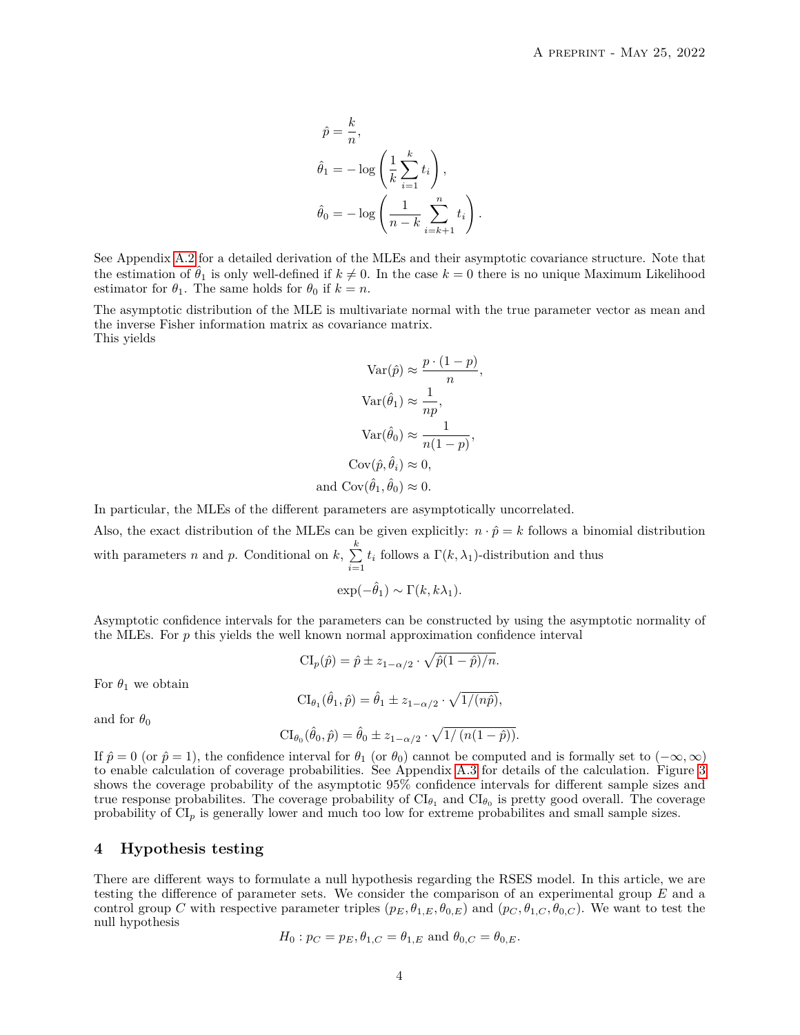$$
\begin{aligned}
\hat{p} &= \frac{k}{n}, \\
\hat{\theta}_1 &= -\log\left(\frac{1}{k}\sum_{i=1}^{k} t_i\right), \\
\hat{\theta}_0 &= -\log\left(\frac{1}{n-k}\sum_{i=k+1}^{n} t_i\right).
\end{aligned}
$$

See Appendix A.2 for a detailed derivation of the MLEs and their asymptotic covariance structure. Note that the estimation of $\hat{\theta}_1$ is only well-defined if $k \neq 0$. In the case $k = 0$ there is no unique Maximum Likelihood estimator for $\theta_1$. The same holds for $\theta_0$ if $k = n$.

The asymptotic distribution of the MLE is multivariate normal with the true parameter vector as mean and the inverse Fisher information matrix as covariance matrix.
This yields

$$
\begin{aligned}
\text{Var}(\hat{p}) &\approx \frac{p \cdot (1-p)}{n}, \\
\text{Var}(\hat{\theta}_1) &\approx \frac{1}{np}, \\
\text{Var}(\hat{\theta}_0) &\approx \frac{1}{n(1-p)}, \\
\text{Cov}(\hat{p}, \hat{\theta}_i) &\approx 0, \\
\text{and } \text{Cov}(\hat{\theta}_1, \hat{\theta}_0) &\approx 0.
\end{aligned}
$$

In particular, the MLEs of the different parameters are asymptotically uncorrelated.

Also, the exact distribution of the MLEs can be given explicitly: $n \cdot \hat{p} = k$ follows a binomial distribution with parameters $n$ and $p$. Conditional on $k$, $\sum_{i=1}^{k} t_i$ follows a $\Gamma(k, \lambda_1)$-distribution and thus

$$
\exp(-\hat{\theta}_1) \sim \Gamma(k, k\lambda_1).
$$

Asymptotic confidence intervals for the parameters can be constructed by using the asymptotic normality of the MLEs. For $p$ this yields the well known normal approximation confidence interval

$$
\text{CI}_p(\hat{p}) = \hat{p} \pm z_{1-\alpha/2} \cdot \sqrt{\hat{p}(1-\hat{p})/n}.
$$

For $\theta_1$ we obtain

$$
\text{CI}_{\theta_1}(\hat{\theta}_1, \hat{p}) = \hat{\theta}_1 \pm z_{1-\alpha/2} \cdot \sqrt{1/(n\hat{p})},
$$

and for $\theta_0$

$$
\text{CI}_{\theta_0}(\hat{\theta}_0, \hat{p}) = \hat{\theta}_0 \pm z_{1-\alpha/2} \cdot \sqrt{1/\left(n(1-\hat{p})\right)}.
$$

If $\hat{p} = 0$ (or $\hat{p} = 1$), the confidence interval for $\theta_1$ (or $\theta_0$) cannot be computed and is formally set to $(-\infty, \infty)$ to enable calculation of coverage probabilities. See Appendix A.3 for details of the calculation. Figure 3 shows the coverage probability of the asymptotic 95% confidence intervals for different sample sizes and true response probabilites. The coverage probability of $\text{CI}_{\theta_1}$ and $\text{CI}_{\theta_0}$ is pretty good overall. The coverage probability of $\text{CI}_p$ is generally lower and much too low for extreme probabilites and small sample sizes.

## 4 Hypothesis testing

There are different ways to formulate a null hypothesis regarding the RSES model. In this article, we are testing the difference of parameter sets. We consider the comparison of an experimental group $E$ and a control group $C$ with respective parameter triples $(p_E, \theta_{1,E}, \theta_{0,E})$ and $(p_C, \theta_{1,C}, \theta_{0,C})$. We want to test the null hypothesis

$$
H_0 : p_C = p_E, \theta_{1,C} = \theta_{1,E} \text{ and } \theta_{0,C} = \theta_{0,E}.
$$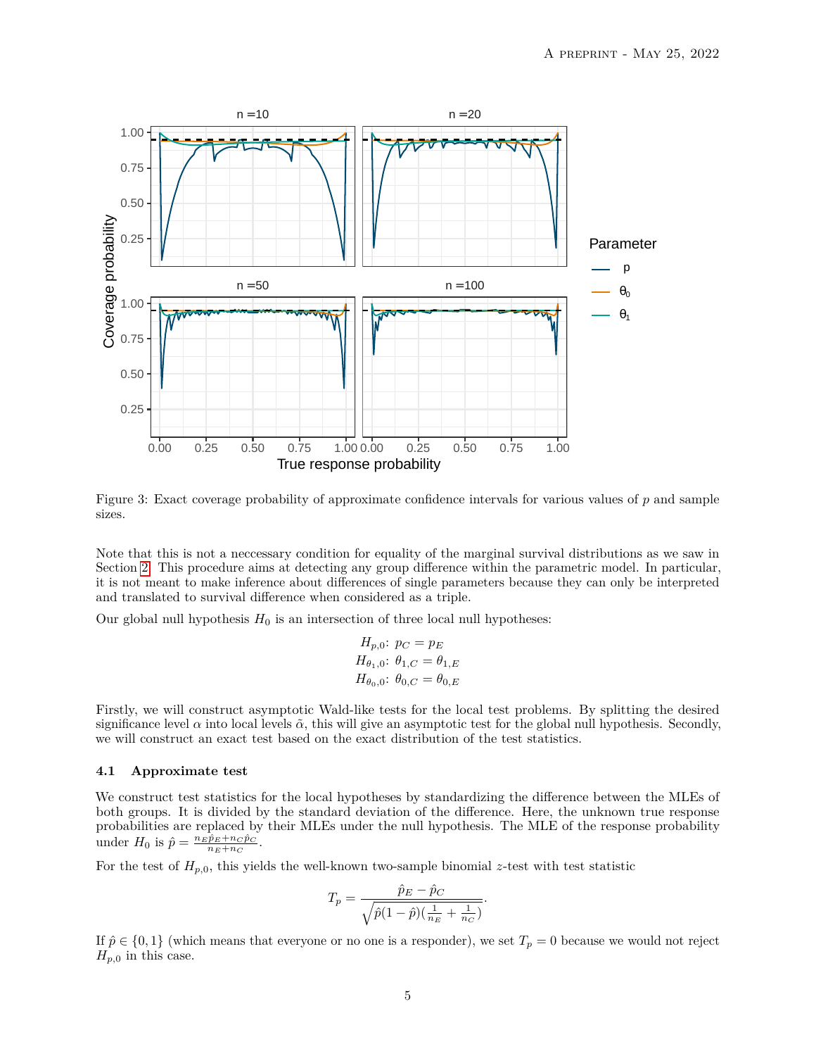Figure 3: Exact coverage probability of approximate confidence intervals for various values of $p$ and sample sizes.

Note that this is not a neccessary condition for equality of the marginal survival distributions as we saw in Section 2. This procedure aims at detecting any group difference within the parametric model. In particular, it is not meant to make inference about differences of single parameters because they can only be interpreted and translated to survival difference when considered as a triple.

Our global null hypothesis $H_0$ is an intersection of three local null hypotheses:

$$H_{p,0}\colon\ p_C = p_E$$
$$H_{\theta_1,0}\colon\ \theta_{1,C} = \theta_{1,E}$$
$$H_{\theta_0,0}\colon\ \theta_{0,C} = \theta_{0,E}$$

Firstly, we will construct asymptotic Wald-like tests for the local test problems. By splitting the desired significance level $\alpha$ into local levels $\tilde{\alpha}$, this will give an asymptotic test for the global null hypothesis. Secondly, we will construct an exact test based on the exact distribution of the test statistics.

### 4.1 Approximate test

We construct test statistics for the local hypotheses by standardizing the difference between the MLEs of both groups. It is divided by the standard deviation of the difference. Here, the unknown true response probabilities are replaced by their MLEs under the null hypothesis. The MLE of the response probability under $H_0$ is $\hat{p} = \frac{n_E \hat{p}_E + n_C \hat{p}_C}{n_E + n_C}$.

For the test of $H_{p,0}$, this yields the well-known two-sample binomial $z$-test with test statistic

$$T_p = \frac{\hat{p}_E - \hat{p}_C}{\sqrt{\hat{p}(1-\hat{p})(\frac{1}{n_E} + \frac{1}{n_C})}}.$$

If $\hat{p} \in \{0, 1\}$ (which means that everyone or no one is a responder), we set $T_p = 0$ because we would not reject $H_{p,0}$ in this case.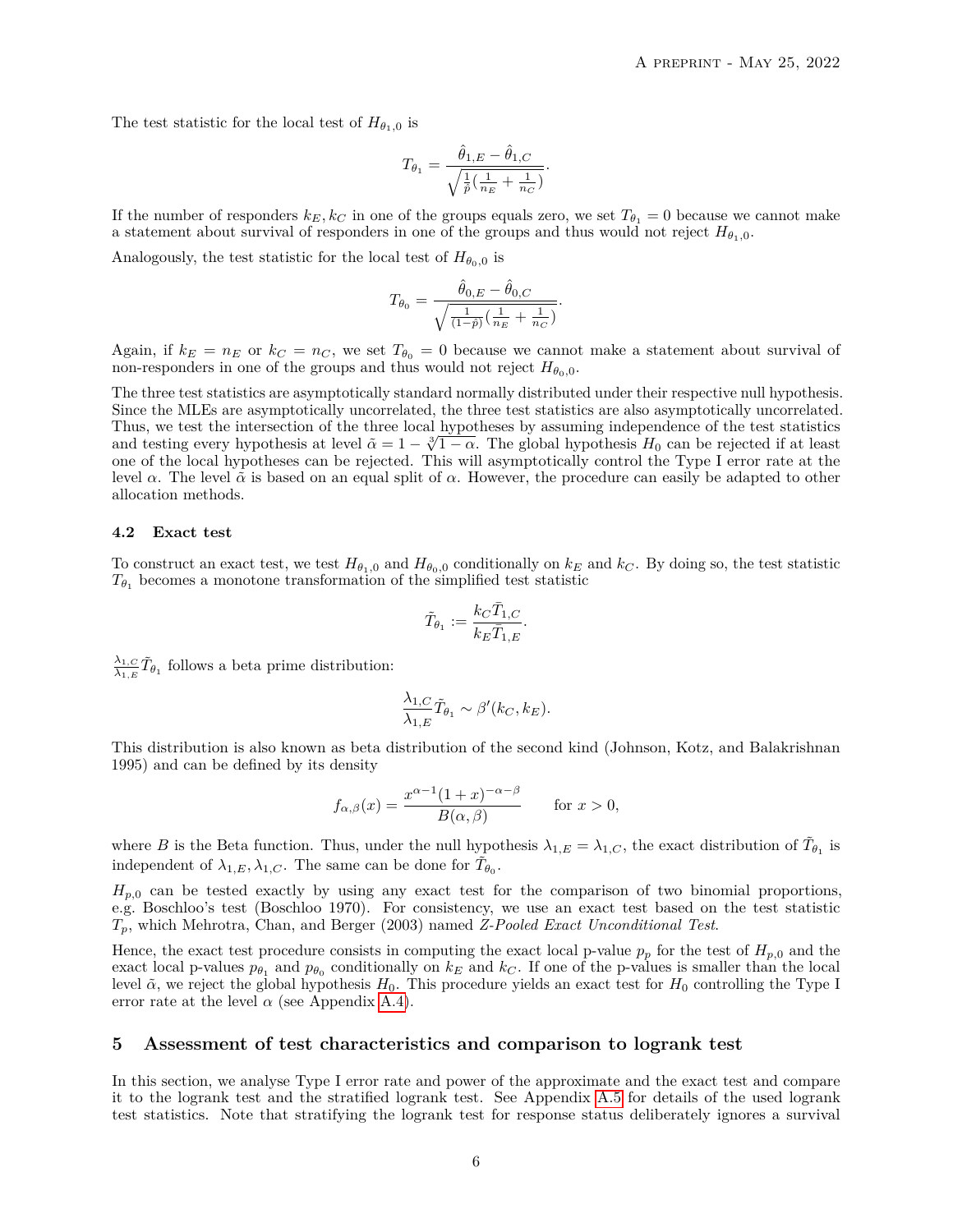The test statistic for the local test of $H_{\theta_1,0}$ is

$$T_{\theta_1} = \frac{\hat{\theta}_{1,E} - \hat{\theta}_{1,C}}{\sqrt{\frac{1}{\hat{p}}\left(\frac{1}{n_E} + \frac{1}{n_C}\right)}}.$$

If the number of responders $k_E, k_C$ in one of the groups equals zero, we set $T_{\theta_1} = 0$ because we cannot make a statement about survival of responders in one of the groups and thus would not reject $H_{\theta_1,0}$.

Analogously, the test statistic for the local test of $H_{\theta_0,0}$ is

$$T_{\theta_0} = \frac{\hat{\theta}_{0,E} - \hat{\theta}_{0,C}}{\sqrt{\frac{1}{(1-\hat{p})}\left(\frac{1}{n_E} + \frac{1}{n_C}\right)}}.$$

Again, if $k_E = n_E$ or $k_C = n_C$, we set $T_{\theta_0} = 0$ because we cannot make a statement about survival of non-responders in one of the groups and thus would not reject $H_{\theta_0,0}$.

The three test statistics are asymptotically standard normally distributed under their respective null hypothesis. Since the MLEs are asymptotically uncorrelated, the three test statistics are also asymptotically uncorrelated. Thus, we test the intersection of the three local hypotheses by assuming independence of the test statistics and testing every hypothesis at level $\tilde{\alpha} = 1 - \sqrt[3]{1-\alpha}$. The global hypothesis $H_0$ can be rejected if at least one of the local hypotheses can be rejected. This will asymptotically control the Type I error rate at the level $\alpha$. The level $\tilde{\alpha}$ is based on an equal split of $\alpha$. However, the procedure can easily be adapted to other allocation methods.

### 4.2 Exact test

To construct an exact test, we test $H_{\theta_1,0}$ and $H_{\theta_0,0}$ conditionally on $k_E$ and $k_C$. By doing so, the test statistic $T_{\theta_1}$ becomes a monotone transformation of the simplified test statistic

$$\tilde{T}_{\theta_1} := \frac{k_C \bar{T}_{1,C}}{k_E \bar{T}_{1,E}}.$$

$\frac{\lambda_{1,C}}{\lambda_{1,E}} \tilde{T}_{\theta_1}$ follows a beta prime distribution:

$$\frac{\lambda_{1,C}}{\lambda_{1,E}} \tilde{T}_{\theta_1} \sim \beta'(k_C, k_E).$$

This distribution is also known as beta distribution of the second kind (Johnson, Kotz, and Balakrishnan 1995) and can be defined by its density

$$f_{\alpha,\beta}(x) = \frac{x^{\alpha-1}(1+x)^{-\alpha-\beta}}{B(\alpha,\beta)} \qquad \text{for } x > 0,$$

where $B$ is the Beta function. Thus, under the null hypothesis $\lambda_{1,E} = \lambda_{1,C}$, the exact distribution of $\tilde{T}_{\theta_1}$ is independent of $\lambda_{1,E}, \lambda_{1,C}$. The same can be done for $\tilde{T}_{\theta_0}$.

$H_{p,0}$ can be tested exactly by using any exact test for the comparison of two binomial proportions, e.g. Boschloo's test (Boschloo 1970). For consistency, we use an exact test based on the test statistic $T_p$, which Mehrotra, Chan, and Berger (2003) named *Z-Pooled Exact Unconditional Test*.

Hence, the exact test procedure consists in computing the exact local p-value $p_p$ for the test of $H_{p,0}$ and the exact local p-values $p_{\theta_1}$ and $p_{\theta_0}$ conditionally on $k_E$ and $k_C$. If one of the p-values is smaller than the local level $\tilde{\alpha}$, we reject the global hypothesis $H_0$. This procedure yields an exact test for $H_0$ controlling the Type I error rate at the level $\alpha$ (see Appendix A.4).

## 5 Assessment of test characteristics and comparison to logrank test

In this section, we analyse Type I error rate and power of the approximate and the exact test and compare it to the logrank test and the stratified logrank test. See Appendix A.5 for details of the used logrank test statistics. Note that stratifying the logrank test for response status deliberately ignores a survival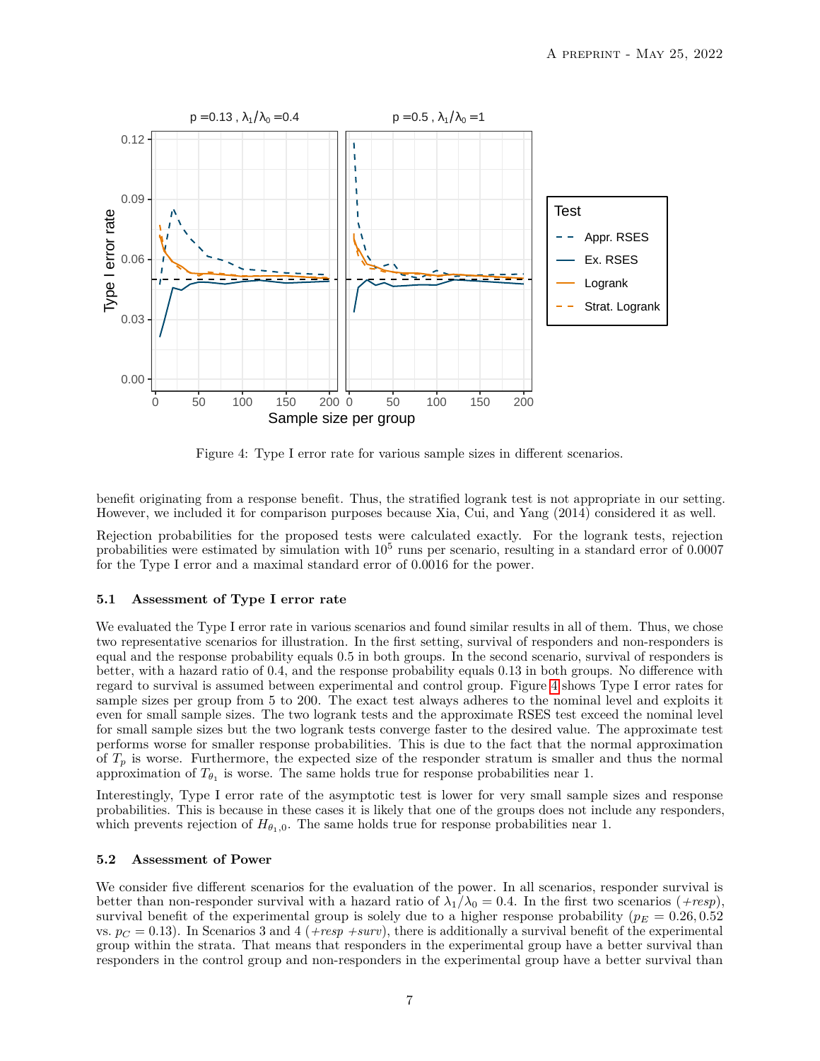Figure 4: Type I error rate for various sample sizes in different scenarios.

benefit originating from a response benefit. Thus, the stratified logrank test is not appropriate in our setting. However, we included it for comparison purposes because Xia, Cui, and Yang (2014) considered it as well.

Rejection probabilities for the proposed tests were calculated exactly. For the logrank tests, rejection probabilities were estimated by simulation with $10^5$ runs per scenario, resulting in a standard error of 0.0007 for the Type I error and a maximal standard error of 0.0016 for the power.

### 5.1 Assessment of Type I error rate

We evaluated the Type I error rate in various scenarios and found similar results in all of them. Thus, we chose two representative scenarios for illustration. In the first setting, survival of responders and non-responders is equal and the response probability equals 0.5 in both groups. In the second scenario, survival of responders is better, with a hazard ratio of 0.4, and the response probability equals 0.13 in both groups. No difference with regard to survival is assumed between experimental and control group. Figure 4 shows Type I error rates for sample sizes per group from 5 to 200. The exact test always adheres to the nominal level and exploits it even for small sample sizes. The two logrank tests and the approximate RSES test exceed the nominal level for small sample sizes but the two logrank tests converge faster to the desired value. The approximate test performs worse for smaller response probabilities. This is due to the fact that the normal approximation of $T_p$ is worse. Furthermore, the expected size of the responder stratum is smaller and thus the normal approximation of $T_{\theta_1}$ is worse. The same holds true for response probabilities near 1.

Interestingly, Type I error rate of the asymptotic test is lower for very small sample sizes and response probabilities. This is because in these cases it is likely that one of the groups does not include any responders, which prevents rejection of $H_{\theta_1,0}$. The same holds true for response probabilities near 1.

### 5.2 Assessment of Power

We consider five different scenarios for the evaluation of the power. In all scenarios, responder survival is better than non-responder survival with a hazard ratio of $\lambda_1/\lambda_0 = 0.4$. In the first two scenarios (*+resp*), survival benefit of the experimental group is solely due to a higher response probability ($p_E = 0.26, 0.52$ vs. $p_C = 0.13$). In Scenarios 3 and 4 (*+resp +surv*), there is additionally a survival benefit of the experimental group within the strata. That means that responders in the experimental group have a better survival than responders in the control group and non-responders in the experimental group have a better survival than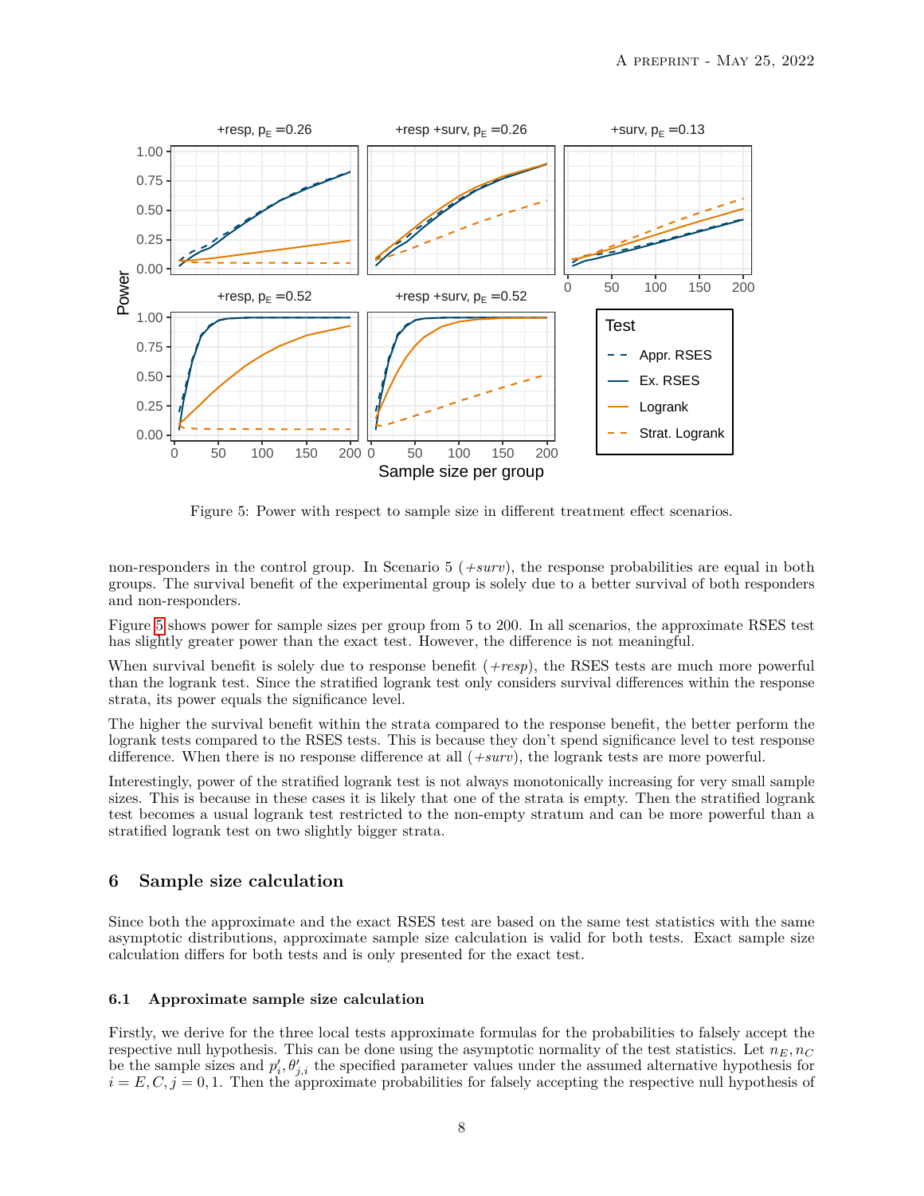Figure 5: Power with respect to sample size in different treatment effect scenarios.

non-responders in the control group. In Scenario 5 (*+surv*), the response probabilities are equal in both groups. The survival benefit of the experimental group is solely due to a better survival of both responders and non-responders.

Figure 5 shows power for sample sizes per group from 5 to 200. In all scenarios, the approximate RSES test has slightly greater power than the exact test. However, the difference is not meaningful.

When survival benefit is solely due to response benefit (*+resp*), the RSES tests are much more powerful than the logrank test. Since the stratified logrank test only considers survival differences within the response strata, its power equals the significance level.

The higher the survival benefit within the strata compared to the response benefit, the better perform the logrank tests compared to the RSES tests. This is because they don't spend significance level to test response difference. When there is no response difference at all (*+surv*), the logrank tests are more powerful.

Interestingly, power of the stratified logrank test is not always monotonically increasing for very small sample sizes. This is because in these cases it is likely that one of the strata is empty. Then the stratified logrank test becomes a usual logrank test restricted to the non-empty stratum and can be more powerful than a stratified logrank test on two slightly bigger strata.

## 6 Sample size calculation

Since both the approximate and the exact RSES test are based on the same test statistics with the same asymptotic distributions, approximate sample size calculation is valid for both tests. Exact sample size calculation differs for both tests and is only presented for the exact test.

### 6.1 Approximate sample size calculation

Firstly, we derive for the three local tests approximate formulas for the probabilities to falsely accept the respective null hypothesis. This can be done using the asymptotic normality of the test statistics. Let $n_E, n_C$ be the sample sizes and $p'_i, \theta'_{j,i}$ the specified parameter values under the assumed alternative hypothesis for $i = E, C, j = 0, 1$. Then the approximate probabilities for falsely accepting the respective null hypothesis of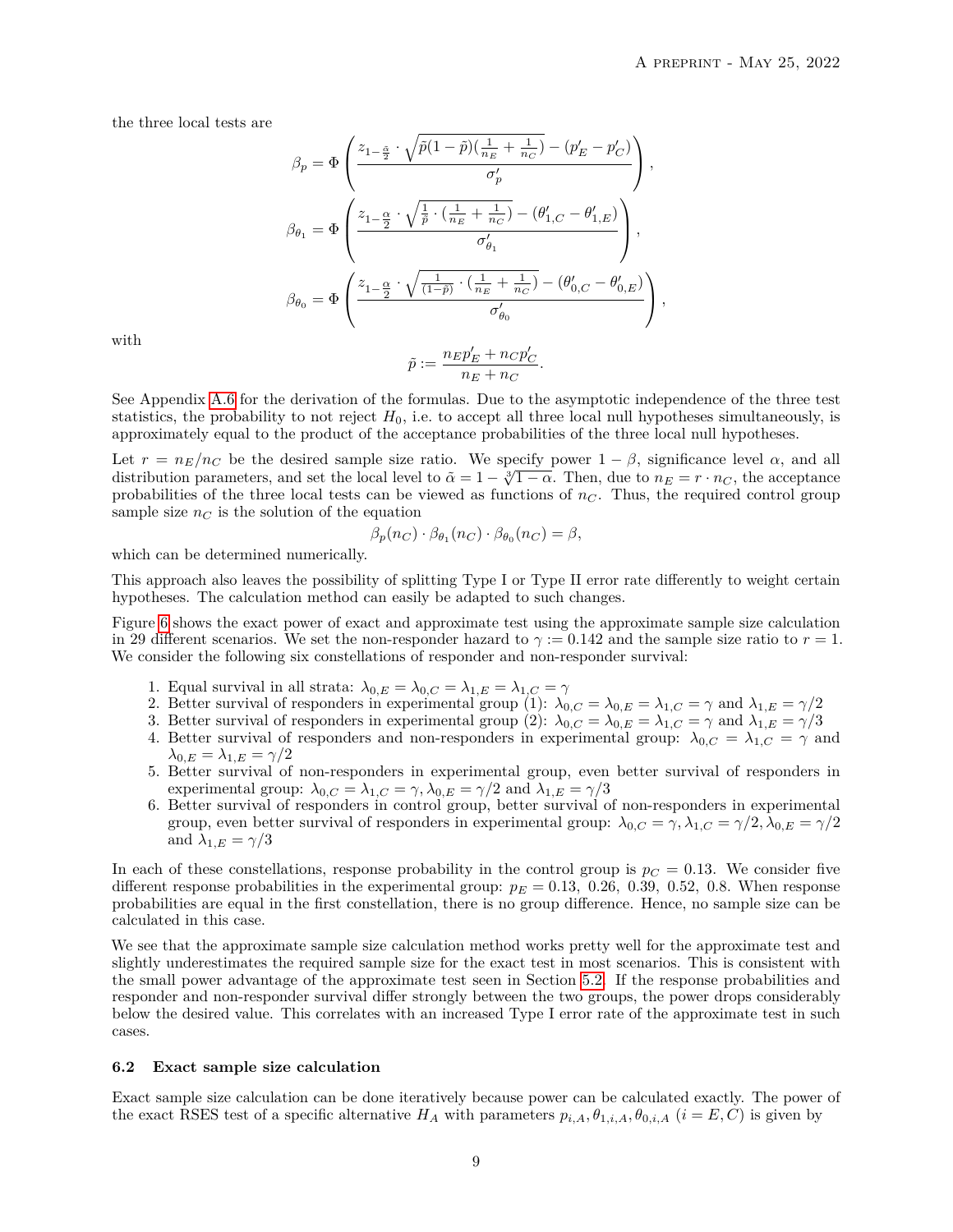the three local tests are

$$\beta_p = \Phi\left(\frac{z_{1-\frac{\tilde{\alpha}}{2}} \cdot \sqrt{\tilde{p}(1-\tilde{p})(\frac{1}{n_E}+\frac{1}{n_C})} - (p'_E - p'_C)}{\sigma'_p}\right),$$

$$\beta_{\theta_1} = \Phi\left(\frac{z_{1-\frac{\alpha}{2}} \cdot \sqrt{\frac{1}{\tilde{p}} \cdot (\frac{1}{n_E}+\frac{1}{n_C})} - (\theta'_{1,C} - \theta'_{1,E})}{\sigma'_{\theta_1}}\right),$$

$$\beta_{\theta_0} = \Phi\left(\frac{z_{1-\frac{\alpha}{2}} \cdot \sqrt{\frac{1}{(1-\tilde{p})} \cdot (\frac{1}{n_E}+\frac{1}{n_C})} - (\theta'_{0,C} - \theta'_{0,E})}{\sigma'_{\theta_0}}\right),$$

with

$$\tilde{p} := \frac{n_E p'_E + n_C p'_C}{n_E + n_C}.$$

See Appendix A.6 for the derivation of the formulas. Due to the asymptotic independence of the three test statistics, the probability to not reject $H_0$, i.e. to accept all three local null hypotheses simultaneously, is approximately equal to the product of the acceptance probabilities of the three local null hypotheses.

Let $r = n_E/n_C$ be the desired sample size ratio. We specify power $1-\beta$, significance level $\alpha$, and all distribution parameters, and set the local level to $\tilde{\alpha} = 1 - \sqrt[3]{1-\alpha}$. Then, due to $n_E = r \cdot n_C$, the acceptance probabilities of the three local tests can be viewed as functions of $n_C$. Thus, the required control group sample size $n_C$ is the solution of the equation

$$\beta_p(n_C) \cdot \beta_{\theta_1}(n_C) \cdot \beta_{\theta_0}(n_C) = \beta,$$

which can be determined numerically.

This approach also leaves the possibility of splitting Type I or Type II error rate differently to weight certain hypotheses. The calculation method can easily be adapted to such changes.

Figure 6 shows the exact power of exact and approximate test using the approximate sample size calculation in 29 different scenarios. We set the non-responder hazard to $\gamma := 0.142$ and the sample size ratio to $r = 1$. We consider the following six constellations of responder and non-responder survival:

1. Equal survival in all strata: $\lambda_{0,E} = \lambda_{0,C} = \lambda_{1,E} = \lambda_{1,C} = \gamma$
2. Better survival of responders in experimental group (1): $\lambda_{0,C} = \lambda_{0,E} = \lambda_{1,C} = \gamma$ and $\lambda_{1,E} = \gamma/2$
3. Better survival of responders in experimental group (2): $\lambda_{0,C} = \lambda_{0,E} = \lambda_{1,C} = \gamma$ and $\lambda_{1,E} = \gamma/3$
4. Better survival of responders and non-responders in experimental group: $\lambda_{0,C} = \lambda_{1,C} = \gamma$ and $\lambda_{0,E} = \lambda_{1,E} = \gamma/2$
5. Better survival of non-responders in experimental group, even better survival of responders in experimental group: $\lambda_{0,C} = \lambda_{1,C} = \gamma, \lambda_{0,E} = \gamma/2$ and $\lambda_{1,E} = \gamma/3$
6. Better survival of responders in control group, better survival of non-responders in experimental group, even better survival of responders in experimental group: $\lambda_{0,C} = \gamma, \lambda_{1,C} = \gamma/2, \lambda_{0,E} = \gamma/2$ and $\lambda_{1,E} = \gamma/3$

In each of these constellations, response probability in the control group is $p_C = 0.13$. We consider five different response probabilities in the experimental group: $p_E = 0.13,\ 0.26,\ 0.39,\ 0.52,\ 0.8$. When response probabilities are equal in the first constellation, there is no group difference. Hence, no sample size can be calculated in this case.

We see that the approximate sample size calculation method works pretty well for the approximate test and slightly underestimates the required sample size for the exact test in most scenarios. This is consistent with the small power advantage of the approximate test seen in Section 5.2. If the response probabilities and responder and non-responder survival differ strongly between the two groups, the power drops considerably below the desired value. This correlates with an increased Type I error rate of the approximate test in such cases.

### 6.2 Exact sample size calculation

Exact sample size calculation can be done iteratively because power can be calculated exactly. The power of the exact RSES test of a specific alternative $H_A$ with parameters $p_{i,A}, \theta_{1,i,A}, \theta_{0,i,A}$ $(i = E, C)$ is given by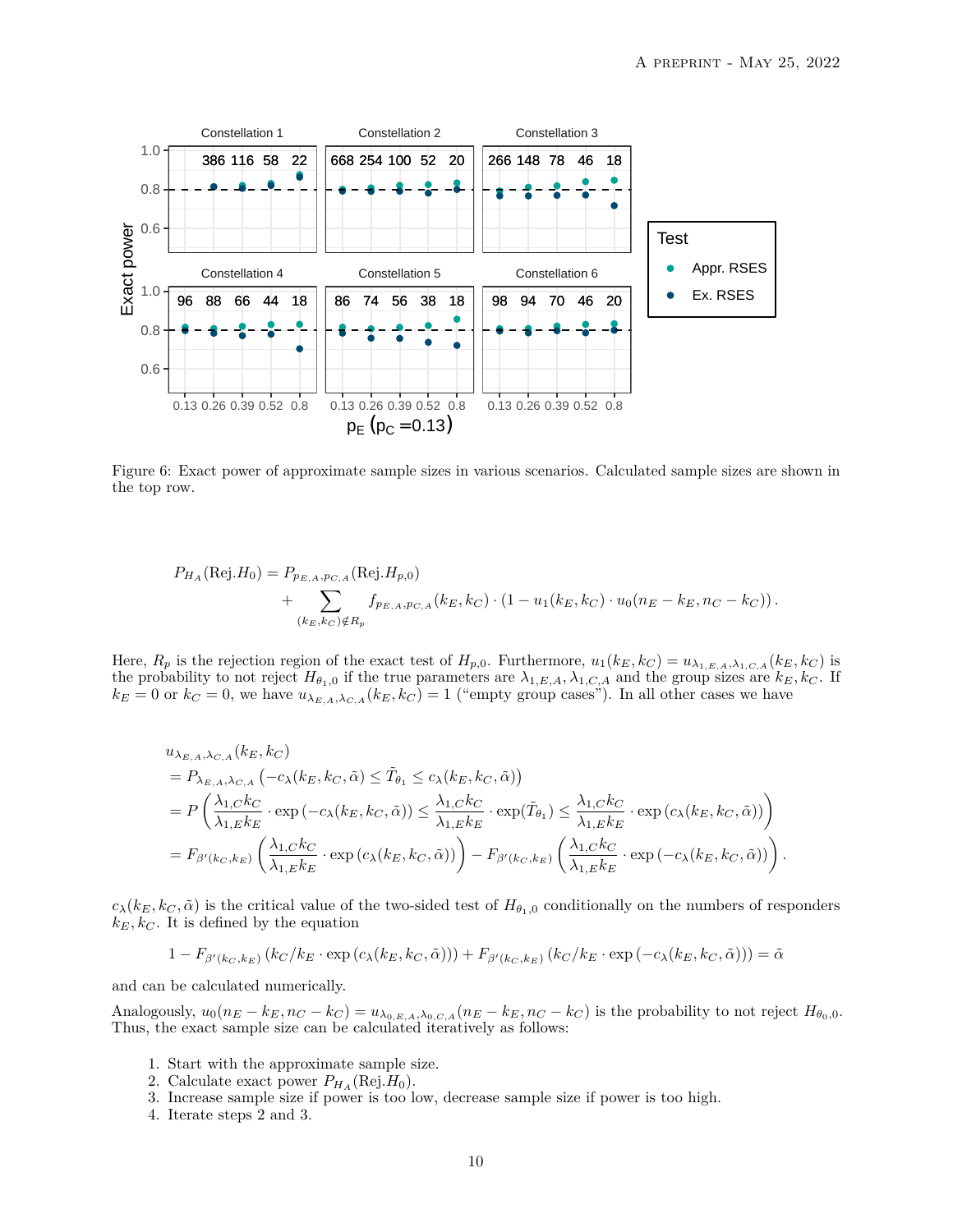Figure 6: Exact power of approximate sample sizes in various scenarios. Calculated sample sizes are shown in the top row.

$$P_{H_A}(\text{Rej}.H_0) = P_{p_{E,A},p_{C,A}}(\text{Rej}.H_{p,0}) + \sum_{(k_E,k_C)\notin R_p} f_{p_{E,A},p_{C,A}}(k_E,k_C) \cdot (1 - u_1(k_E,k_C) \cdot u_0(n_E - k_E, n_C - k_C)) .$$

Here, $R_p$ is the rejection region of the exact test of $H_{p,0}$. Furthermore, $u_1(k_E,k_C) = u_{\lambda_{1,E,A},\lambda_{1,C,A}}(k_E,k_C)$ is the probability to not reject $H_{\theta_1,0}$ if the true parameters are $\lambda_{1,E,A}, \lambda_{1,C,A}$ and the group sizes are $k_E, k_C$. If $k_E = 0$ or $k_C = 0$, we have $u_{\lambda_{E,A},\lambda_{C,A}}(k_E,k_C) = 1$ ("empty group cases"). In all other cases we have

$$\begin{aligned}
&u_{\lambda_{E,A},\lambda_{C,A}}(k_E,k_C) \\
&= P_{\lambda_{E,A},\lambda_{C,A}}\left(-c_\lambda(k_E,k_C,\tilde{\alpha}) \leq \tilde{T}_{\theta_1} \leq c_\lambda(k_E,k_C,\tilde{\alpha})\right) \\
&= P\left(\frac{\lambda_{1,C}k_C}{\lambda_{1,E}k_E} \cdot \exp\left(-c_\lambda(k_E,k_C,\tilde{\alpha})\right) \leq \frac{\lambda_{1,C}k_C}{\lambda_{1,E}k_E} \cdot \exp(\tilde{T}_{\theta_1}) \leq \frac{\lambda_{1,C}k_C}{\lambda_{1,E}k_E} \cdot \exp\left(c_\lambda(k_E,k_C,\tilde{\alpha})\right)\right) \\
&= F_{\beta'(k_C,k_E)}\left(\frac{\lambda_{1,C}k_C}{\lambda_{1,E}k_E} \cdot \exp\left(c_\lambda(k_E,k_C,\tilde{\alpha})\right)\right) - F_{\beta'(k_C,k_E)}\left(\frac{\lambda_{1,C}k_C}{\lambda_{1,E}k_E} \cdot \exp\left(-c_\lambda(k_E,k_C,\tilde{\alpha})\right)\right).
\end{aligned}$$

$c_\lambda(k_E,k_C,\tilde{\alpha})$ is the critical value of the two-sided test of $H_{\theta_1,0}$ conditionally on the numbers of responders $k_E, k_C$. It is defined by the equation

$$1 - F_{\beta'(k_C,k_E)}\left(k_C/k_E \cdot \exp\left(c_\lambda(k_E,k_C,\tilde{\alpha})\right)\right) + F_{\beta'(k_C,k_E)}\left(k_C/k_E \cdot \exp\left(-c_\lambda(k_E,k_C,\tilde{\alpha})\right)\right) = \tilde{\alpha}$$

and can be calculated numerically.

Analogously, $u_0(n_E - k_E, n_C - k_C) = u_{\lambda_{0,E,A},\lambda_{0,C,A}}(n_E - k_E, n_C - k_C)$ is the probability to not reject $H_{\theta_0,0}$. Thus, the exact sample size can be calculated iteratively as follows:

1. Start with the approximate sample size.
2. Calculate exact power $P_{H_A}(\text{Rej}.H_0)$.
3. Increase sample size if power is too low, decrease sample size if power is too high.
4. Iterate steps 2 and 3.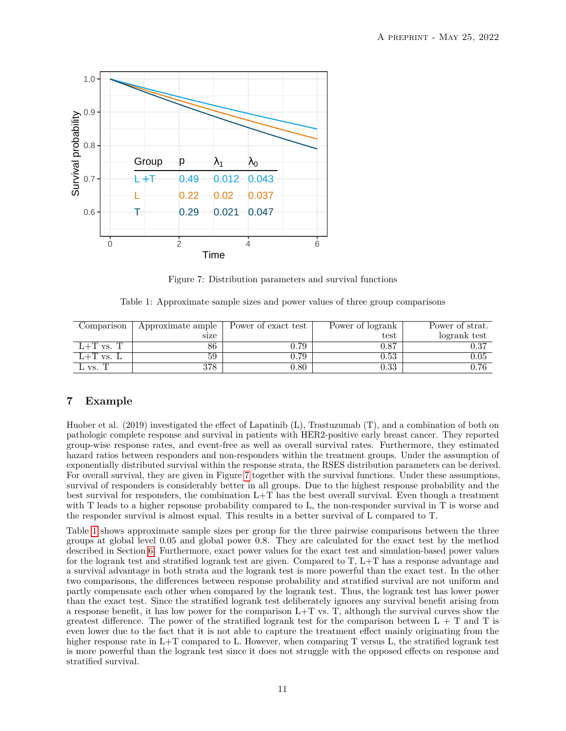Figure 7: Distribution parameters and survival functions

Table 1: Approximate sample sizes and power values of three group comparisons

| Comparison | Approximate ample size | Power of exact test | Power of logrank test | Power of strat. logrank test |
|---|---|---|---|---|
| L+T vs. T | 86 | 0.79 | 0.87 | 0.37 |
| L+T vs. L | 59 | 0.79 | 0.53 | 0.05 |
| L vs. T | 378 | 0.80 | 0.33 | 0.76 |

## 7 Example

Huober et al. (2019) investigated the effect of Lapatinib (L), Trastuzumab (T), and a combination of both on pathologic complete response and survival in patients with HER2-positive early breast cancer. They reported group-wise response rates, and event-free as well as overall survival rates. Furthermore, they estimated hazard ratios between responders and non-responders within the treatment groups. Under the assumption of exponentially distributed survival within the response strata, the RSES distribution parameters can be derived. For overall survival, they are given in Figure 7 together with the survival functions. Under these assumptions, survival of responders is considerably better in all groups. Due to the highest response probability and the best survival for responders, the combination L+T has the best overall survival. Even though a treatment with T leads to a higher repsonse probability compared to L, the non-responder survival in T is worse and the responder survival is almost equal. This results in a better survival of L compared to T.

Table 1 shows approximate sample sizes per group for the three pairwise comparisons between the three groups at global level 0.05 and global power 0.8. They are calculated for the exact test by the method described in Section 6. Furthermore, exact power values for the exact test and simulation-based power values for the logrank test and stratified logrank test are given. Compared to T, L+T has a response advantage and a survival advantage in both strata and the logrank test is more powerful than the exact test. In the other two comparisons, the differences between response probability and stratified survival are not uniform and partly compensate each other when compared by the logrank test. Thus, the logrank test has lower power than the exact test. Since the stratified logrank test deliberately ignores any survival benefit arising from a response benefit, it has low power for the comparison L+T vs. T, although the survival curves show the greatest difference. The power of the stratified logrank test for the comparison between L + T and T is even lower due to the fact that it is not able to capture the treatment effect mainly originating from the higher response rate in L+T compared to L. However, when comparing T versus L, the stratified logrank test is more powerful than the logrank test since it does not struggle with the opposed effects on response and stratified survival.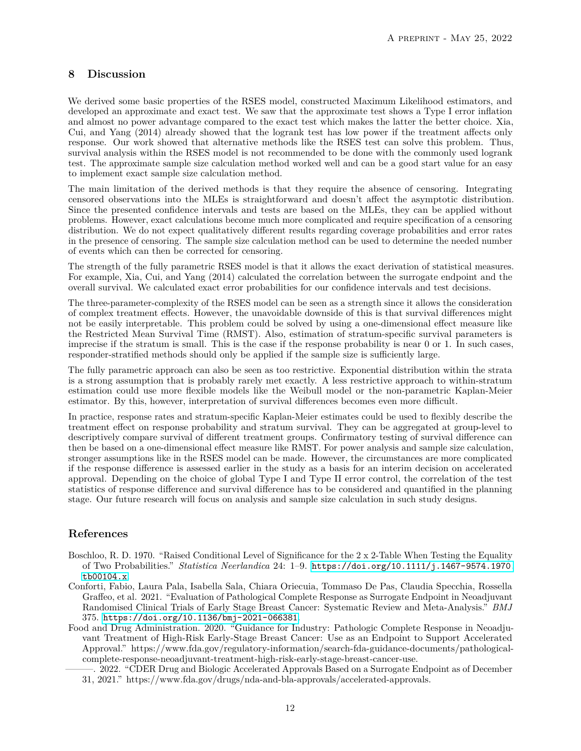## 8 Discussion

We derived some basic properties of the RSES model, constructed Maximum Likelihood estimators, and developed an approximate and exact test. We saw that the approximate test shows a Type I error inflation and almost no power advantage compared to the exact test which makes the latter the better choice. Xia, Cui, and Yang (2014) already showed that the logrank test has low power if the treatment affects only response. Our work showed that alternative methods like the RSES test can solve this problem. Thus, survival analysis within the RSES model is not recommended to be done with the commonly used logrank test. The approximate sample size calculation method worked well and can be a good start value for an easy to implement exact sample size calculation method.

The main limitation of the derived methods is that they require the absence of censoring. Integrating censored observations into the MLEs is straightforward and doesn't affect the asymptotic distribution. Since the presented confidence intervals and tests are based on the MLEs, they can be applied without problems. However, exact calculations become much more complicated and require specification of a censoring distribution. We do not expect qualitatively different results regarding coverage probabilities and error rates in the presence of censoring. The sample size calculation method can be used to determine the needed number of events which can then be corrected for censoring.

The strength of the fully parametric RSES model is that it allows the exact derivation of statistical measures. For example, Xia, Cui, and Yang (2014) calculated the correlation between the surrogate endpoint and the overall survival. We calculated exact error probabilities for our confidence intervals and test decisions.

The three-parameter-complexity of the RSES model can be seen as a strength since it allows the consideration of complex treatment effects. However, the unavoidable downside of this is that survival differences might not be easily interpretable. This problem could be solved by using a one-dimensional effect measure like the Restricted Mean Survival Time (RMST). Also, estimation of stratum-specific survival parameters is imprecise if the stratum is small. This is the case if the response probability is near 0 or 1. In such cases, responder-stratified methods should only be applied if the sample size is sufficiently large.

The fully parametric approach can also be seen as too restrictive. Exponential distribution within the strata is a strong assumption that is probably rarely met exactly. A less restrictive approach to within-stratum estimation could use more flexible models like the Weibull model or the non-parametric Kaplan-Meier estimator. By this, however, interpretation of survival differences becomes even more difficult.

In practice, response rates and stratum-specific Kaplan-Meier estimates could be used to flexibly describe the treatment effect on response probability and stratum survival. They can be aggregated at group-level to descriptively compare survival of different treatment groups. Confirmatory testing of survival difference can then be based on a one-dimensional effect measure like RMST. For power analysis and sample size calculation, stronger assumptions like in the RSES model can be made. However, the circumstances are more complicated if the response difference is assessed earlier in the study as a basis for an interim decision on accelerated approval. Depending on the choice of global Type I and Type II error control, the correlation of the test statistics of response difference and survival difference has to be considered and quantified in the planning stage. Our future research will focus on analysis and sample size calculation in such study designs.

## References

Boschloo, R. D. 1970. "Raised Conditional Level of Significance for the 2 x 2-Table When Testing the Equality of Two Probabilities." *Statistica Neerlandica* 24: 1–9. https://doi.org/10.1111/j.1467-9574.1970.tb00104.x.

Conforti, Fabio, Laura Pala, Isabella Sala, Chiara Oriecuia, Tommaso De Pas, Claudia Specchia, Rossella Graffeo, et al. 2021. "Evaluation of Pathological Complete Response as Surrogate Endpoint in Neoadjuvant Randomised Clinical Trials of Early Stage Breast Cancer: Systematic Review and Meta-Analysis." *BMJ* 375. https://doi.org/10.1136/bmj-2021-066381.

Food and Drug Administration. 2020. "Guidance for Industry: Pathologic Complete Response in Neoadjuvant Treatment of High-Risk Early-Stage Breast Cancer: Use as an Endpoint to Support Accelerated Approval." https://www.fda.gov/regulatory-information/search-fda-guidance-documents/pathological-complete-response-neoadjuvant-treatment-high-risk-early-stage-breast-cancer-use.

———. 2022. "CDER Drug and Biologic Accelerated Approvals Based on a Surrogate Endpoint as of December 31, 2021." https://www.fda.gov/drugs/nda-and-bla-approvals/accelerated-approvals.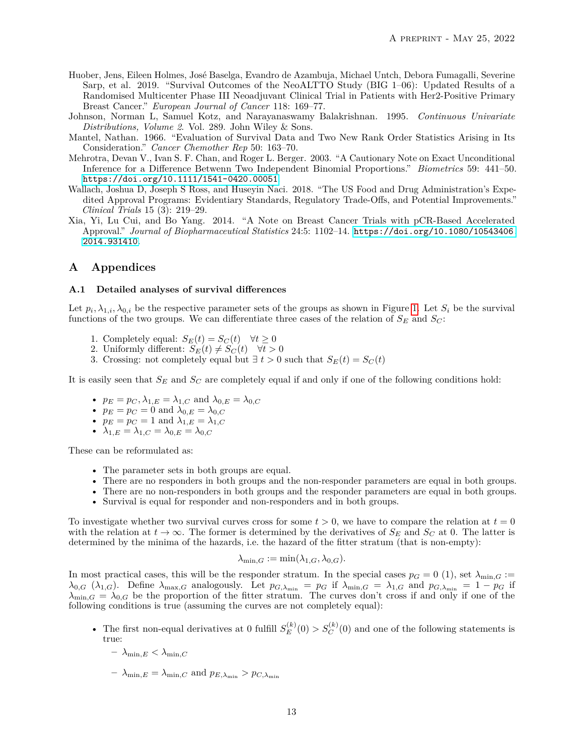Huober, Jens, Eileen Holmes, José Baselga, Evandro de Azambuja, Michael Untch, Debora Fumagalli, Severine Sarp, et al. 2019. "Survival Outcomes of the NeoALTTO Study (BIG 1–06): Updated Results of a Randomised Multicenter Phase III Neoadjuvant Clinical Trial in Patients with Her2-Positive Primary Breast Cancer." *European Journal of Cancer* 118: 169–77.

Johnson, Norman L, Samuel Kotz, and Narayanaswamy Balakrishnan. 1995. *Continuous Univariate Distributions, Volume 2*. Vol. 289. John Wiley & Sons.

Mantel, Nathan. 1966. "Evaluation of Survival Data and Two New Rank Order Statistics Arising in Its Consideration." *Cancer Chemother Rep* 50: 163–70.

Mehrotra, Devan V., Ivan S. F. Chan, and Roger L. Berger. 2003. "A Cautionary Note on Exact Unconditional Inference for a Difference Betwenn Two Independent Binomial Proportions." *Biometrics* 59: 441–50. https://doi.org/10.1111/1541-0420.00051.

Wallach, Joshua D, Joseph S Ross, and Huseyin Naci. 2018. "The US Food and Drug Administration's Expedited Approval Programs: Evidentiary Standards, Regulatory Trade-Offs, and Potential Improvements." *Clinical Trials* 15 (3): 219–29.

Xia, Yi, Lu Cui, and Bo Yang. 2014. "A Note on Breast Cancer Trials with pCR-Based Accelerated Approval." *Journal of Biopharmaceutical Statistics* 24:5: 1102–14. https://doi.org/10.1080/10543406.2014.931410.

# A Appendices

## A.1 Detailed analyses of survival differences

Let $p_i, \lambda_{1,i}, \lambda_{0,i}$ be the respective parameter sets of the groups as shown in Figure 1. Let $S_i$ be the survival functions of the two groups. We can differentiate three cases of the relation of $S_E$ and $S_C$:

1. Completely equal: $S_E(t) = S_C(t) \quad \forall t \geq 0$
2. Uniformly different: $S_E(t) \neq S_C(t) \quad \forall t > 0$
3. Crossing: not completely equal but $\exists\ t > 0$ such that $S_E(t) = S_C(t)$

It is easily seen that $S_E$ and $S_C$ are completely equal if and only if one of the following conditions hold:

- $p_E = p_C, \lambda_{1,E} = \lambda_{1,C}$ and $\lambda_{0,E} = \lambda_{0,C}$
- $p_E = p_C = 0$ and $\lambda_{0,E} = \lambda_{0,C}$
- $p_E = p_C = 1$ and $\lambda_{1,E} = \lambda_{1,C}$
- $\lambda_{1,E} = \lambda_{1,C} = \lambda_{0,E} = \lambda_{0,C}$

These can be reformulated as:

- The parameter sets in both groups are equal.
- There are no responders in both groups and the non-responder parameters are equal in both groups.
- There are no non-responders in both groups and the responder parameters are equal in both groups.
- Survival is equal for responder and non-responders and in both groups.

To investigate whether two survival curves cross for some $t > 0$, we have to compare the relation at $t = 0$ with the relation at $t \to \infty$. The former is determined by the derivatives of $S_E$ and $S_C$ at 0. The latter is determined by the minima of the hazards, i.e. the hazard of the fitter stratum (that is non-empty):

$$\lambda_{\min,G} := \min(\lambda_{1,G}, \lambda_{0,G}).$$

In most practical cases, this will be the responder stratum. In the special cases $p_G = 0$ (1), set $\lambda_{\min,G} := \lambda_{0,G}$ ($\lambda_{1,G}$). Define $\lambda_{\max,G}$ analogously. Let $p_{G,\lambda_{\min}} = p_G$ if $\lambda_{\min,G} = \lambda_{1,G}$ and $p_{G,\lambda_{\min}} = 1 - p_G$ if $\lambda_{\min,G} = \lambda_{0,G}$ be the proportion of the fitter stratum. The curves don't cross if and only if one of the following conditions is true (assuming the curves are not completely equal):

- The first non-equal derivatives at 0 fulfill $S_E^{(k)}(0) > S_C^{(k)}(0)$ and one of the following statements is true:
  - $\lambda_{\min,E} < \lambda_{\min,C}$
  - $\lambda_{\min,E} = \lambda_{\min,C}$ and $p_{E,\lambda_{\min}} > p_{C,\lambda_{\min}}$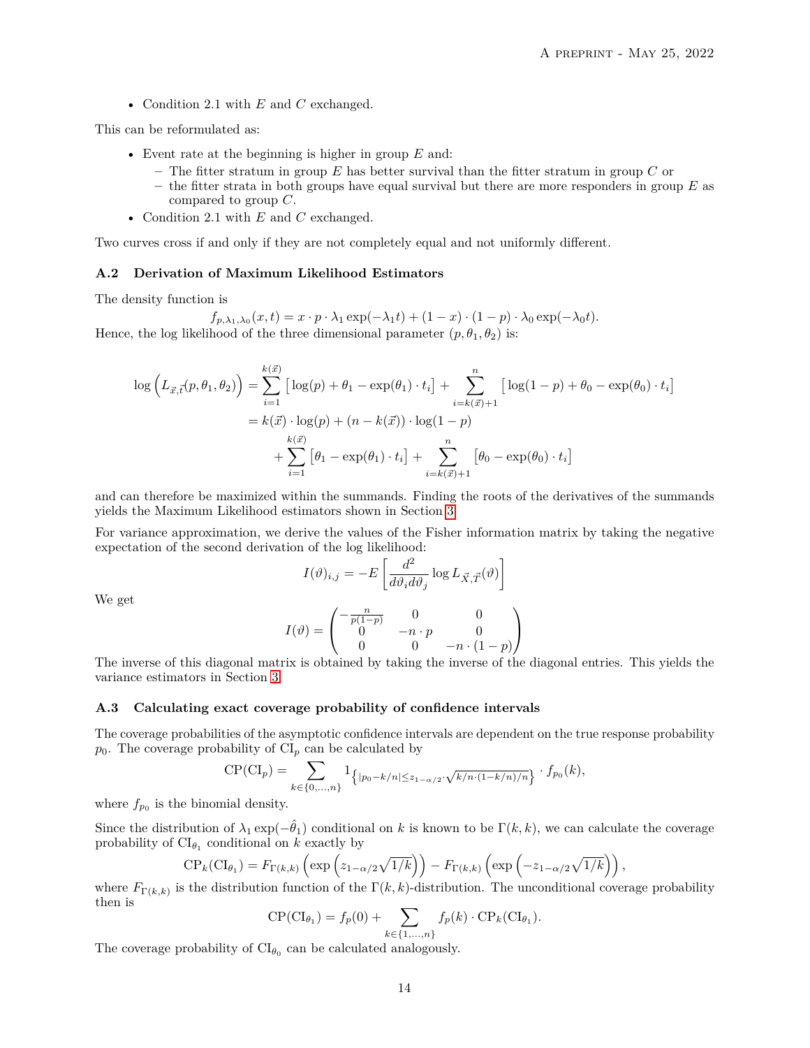- Condition 2.1 with $E$ and $C$ exchanged.

This can be reformulated as:

- Event rate at the beginning is higher in group $E$ and:
  - The fitter stratum in group $E$ has better survival than the fitter stratum in group $C$ or
  - the fitter strata in both groups have equal survival but there are more responders in group $E$ as compared to group $C$.
- Condition 2.1 with $E$ and $C$ exchanged.

Two curves cross if and only if they are not completely equal and not uniformly different.

### A.2 Derivation of Maximum Likelihood Estimators

The density function is

$$f_{p,\lambda_1,\lambda_0}(x,t) = x \cdot p \cdot \lambda_1 \exp(-\lambda_1 t) + (1-x) \cdot (1-p) \cdot \lambda_0 \exp(-\lambda_0 t).$$

Hence, the log likelihood of the three dimensional parameter $(p, \theta_1, \theta_2)$ is:

$$\begin{aligned}
\log\left(L_{\vec{x},\vec{t}}(p,\theta_1,\theta_2)\right) &= \sum_{i=1}^{k(\vec{x})} \left[\log(p) + \theta_1 - \exp(\theta_1)\cdot t_i\right] + \sum_{i=k(\vec{x})+1}^{n} \left[\log(1-p) + \theta_0 - \exp(\theta_0)\cdot t_i\right] \\
&= k(\vec{x}) \cdot \log(p) + (n-k(\vec{x}))\cdot \log(1-p) \\
&\quad + \sum_{i=1}^{k(\vec{x})} \left[\theta_1 - \exp(\theta_1)\cdot t_i\right] + \sum_{i=k(\vec{x})+1}^{n} \left[\theta_0 - \exp(\theta_0)\cdot t_i\right]
\end{aligned}$$

and can therefore be maximized within the summands. Finding the roots of the derivatives of the summands yields the Maximum Likelihood estimators shown in Section 3.

For variance approximation, we derive the values of the Fisher information matrix by taking the negative expectation of the second derivation of the log likelihood:

$$I(\vartheta)_{i,j} = -E\left[\frac{d^2}{d\vartheta_i d\vartheta_j} \log L_{\vec{X},\vec{T}}(\vartheta)\right]$$

We get

$$I(\vartheta) = \begin{pmatrix} -\frac{n}{p(1-p)} & 0 & 0 \\ 0 & -n\cdot p & 0 \\ 0 & 0 & -n\cdot(1-p) \end{pmatrix}$$

The inverse of this diagonal matrix is obtained by taking the inverse of the diagonal entries. This yields the variance estimators in Section 3.

### A.3 Calculating exact coverage probability of confidence intervals

The coverage probabilities of the asymptotic confidence intervals are dependent on the true response probability $p_0$. The coverage probability of $\mathrm{CI}_p$ can be calculated by

$$\mathrm{CP}(\mathrm{CI}_p) = \sum_{k\in\{0,\dots,n\}} 1_{\left\{|p_0 - k/n| \leq z_{1-\alpha/2}\cdot\sqrt{k/n\cdot(1-k/n)/n}\right\}} \cdot f_{p_0}(k),$$

where $f_{p_0}$ is the binomial density.

Since the distribution of $\lambda_1 \exp(-\hat{\theta}_1)$ conditional on $k$ is known to be $\Gamma(k,k)$, we can calculate the coverage probability of $\mathrm{CI}_{\theta_1}$ conditional on $k$ exactly by

$$\mathrm{CP}_k(\mathrm{CI}_{\theta_1}) = F_{\Gamma(k,k)}\left(\exp\left(z_{1-\alpha/2}\sqrt{1/k}\right)\right) - F_{\Gamma(k,k)}\left(\exp\left(-z_{1-\alpha/2}\sqrt{1/k}\right)\right),$$

where $F_{\Gamma(k,k)}$ is the distribution function of the $\Gamma(k,k)$-distribution. The unconditional coverage probability then is

$$\mathrm{CP}(\mathrm{CI}_{\theta_1}) = f_p(0) + \sum_{k\in\{1,\dots,n\}} f_p(k)\cdot \mathrm{CP}_k(\mathrm{CI}_{\theta_1}).$$

The coverage probability of $\mathrm{CI}_{\theta_0}$ can be calculated analogously.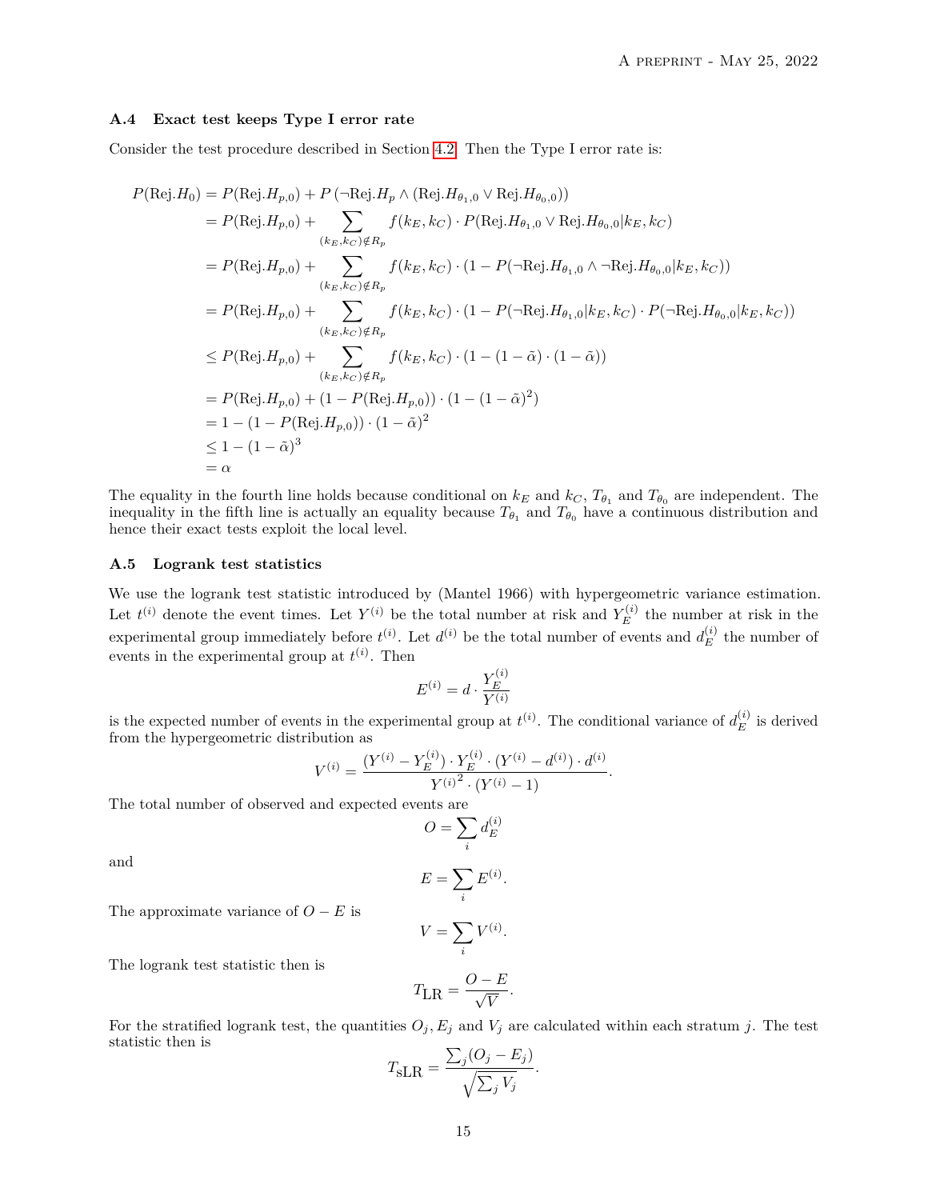### A.4 Exact test keeps Type I error rate

Consider the test procedure described in Section 4.2. Then the Type I error rate is:

$$
\begin{aligned}
P(\text{Rej.}H_0) &= P(\text{Rej.}H_{p,0}) + P\left(\neg\text{Rej.}H_p \wedge (\text{Rej.}H_{\theta_1,0} \vee \text{Rej.}H_{\theta_0,0})\right) \\
&= P(\text{Rej.}H_{p,0}) + \sum_{(k_E,k_C)\notin R_p} f(k_E,k_C)\cdot P(\text{Rej.}H_{\theta_1,0} \vee \text{Rej.}H_{\theta_0,0}|k_E,k_C) \\
&= P(\text{Rej.}H_{p,0}) + \sum_{(k_E,k_C)\notin R_p} f(k_E,k_C)\cdot (1 - P(\neg\text{Rej.}H_{\theta_1,0} \wedge \neg\text{Rej.}H_{\theta_0,0}|k_E,k_C)) \\
&= P(\text{Rej.}H_{p,0}) + \sum_{(k_E,k_C)\notin R_p} f(k_E,k_C)\cdot (1 - P(\neg\text{Rej.}H_{\theta_1,0}|k_E,k_C)\cdot P(\neg\text{Rej.}H_{\theta_0,0}|k_E,k_C)) \\
&\leq P(\text{Rej.}H_{p,0}) + \sum_{(k_E,k_C)\notin R_p} f(k_E,k_C)\cdot (1 - (1-\tilde{\alpha})\cdot(1-\tilde{\alpha})) \\
&= P(\text{Rej.}H_{p,0}) + (1 - P(\text{Rej.}H_{p,0}))\cdot(1-(1-\tilde{\alpha})^2) \\
&= 1 - (1 - P(\text{Rej.}H_{p,0}))\cdot(1-\tilde{\alpha})^2 \\
&\leq 1 - (1-\tilde{\alpha})^3 \\
&= \alpha
\end{aligned}
$$

The equality in the fourth line holds because conditional on $k_E$ and $k_C$, $T_{\theta_1}$ and $T_{\theta_0}$ are independent. The inequality in the fifth line is actually an equality because $T_{\theta_1}$ and $T_{\theta_0}$ have a continuous distribution and hence their exact tests exploit the local level.

### A.5 Logrank test statistics

We use the logrank test statistic introduced by (Mantel 1966) with hypergeometric variance estimation. Let $t^{(i)}$ denote the event times. Let $Y^{(i)}$ be the total number at risk and $Y_E^{(i)}$ the number at risk in the experimental group immediately before $t^{(i)}$. Let $d^{(i)}$ be the total number of events and $d_E^{(i)}$ the number of events in the experimental group at $t^{(i)}$. Then

$$E^{(i)} = d \cdot \frac{Y_E^{(i)}}{Y^{(i)}}$$

is the expected number of events in the experimental group at $t^{(i)}$. The conditional variance of $d_E^{(i)}$ is derived from the hypergeometric distribution as

$$V^{(i)} = \frac{(Y^{(i)} - Y_E^{(i)})\cdot Y_E^{(i)} \cdot (Y^{(i)} - d^{(i)})\cdot d^{(i)}}{{Y^{(i)}}^2 \cdot (Y^{(i)} - 1)}.$$

The total number of observed and expected events are

$$O = \sum_i d_E^{(i)}$$

and

$$E = \sum_i E^{(i)}.$$

The approximate variance of $O - E$ is

$$V = \sum_i V^{(i)}.$$

The logrank test statistic then is

$$T_{\text{LR}} = \frac{O - E}{\sqrt{V}}.$$

For the stratified logrank test, the quantities $O_j, E_j$ and $V_j$ are calculated within each stratum $j$. The test statistic then is

$$T_{\text{sLR}} = \frac{\sum_j (O_j - E_j)}{\sqrt{\sum_j V_j}}.$$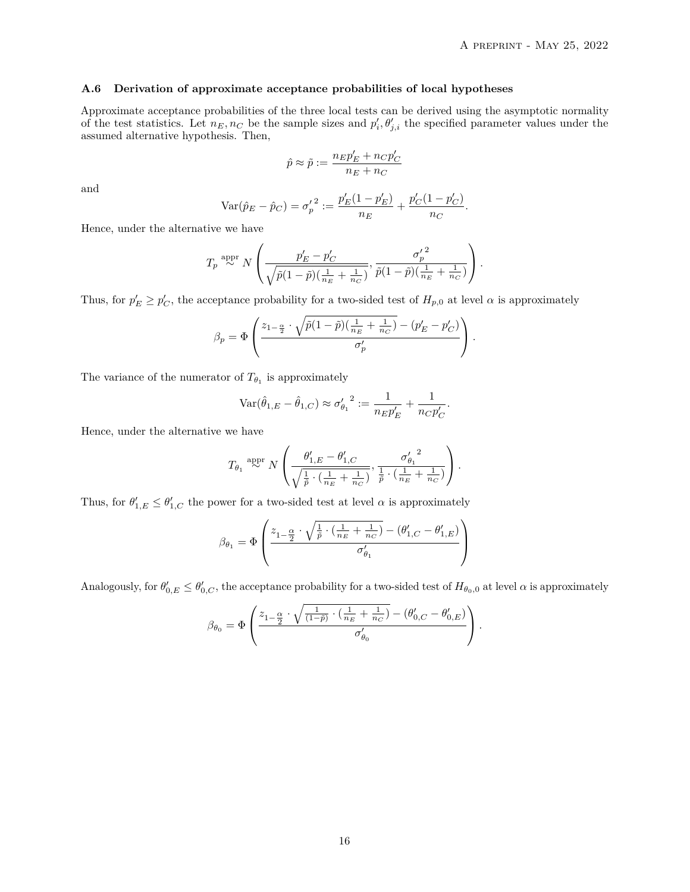### A.6 Derivation of approximate acceptance probabilities of local hypotheses

Approximate acceptance probabilities of the three local tests can be derived using the asymptotic normality of the test statistics. Let $n_E, n_C$ be the sample sizes and $p'_i, \theta'_{j,i}$ the specified parameter values under the assumed alternative hypothesis. Then,

$$\hat{p} \approx \tilde{p} := \frac{n_E p'_E + n_C p'_C}{n_E + n_C}$$

and

$$\text{Var}(\hat{p}_E - \hat{p}_C) = {\sigma'_p}^2 := \frac{p'_E(1-p'_E)}{n_E} + \frac{p'_C(1-p'_C)}{n_C}.$$

Hence, under the alternative we have

$$T_p \overset{\text{appr}}{\sim} N\left( \frac{p'_E - p'_C}{\sqrt{\tilde{p}(1-\tilde{p})(\frac{1}{n_E} + \frac{1}{n_C})}}, \frac{{\sigma'_p}^2}{\tilde{p}(1-\tilde{p})(\frac{1}{n_E} + \frac{1}{n_C})} \right).$$

Thus, for $p'_E \geq p'_C$, the acceptance probability for a two-sided test of $H_{p,0}$ at level $\alpha$ is approximately

$$\beta_p = \Phi\left( \frac{z_{1-\frac{\alpha}{2}} \cdot \sqrt{\tilde{p}(1-\tilde{p})(\frac{1}{n_E} + \frac{1}{n_C})} - (p'_E - p'_C)}{\sigma'_p} \right).$$

The variance of the numerator of $T_{\theta_1}$ is approximately

$$\text{Var}(\hat{\theta}_{1,E} - \hat{\theta}_{1,C}) \approx {\sigma'_{\theta_1}}^2 := \frac{1}{n_E p'_E} + \frac{1}{n_C p'_C}.$$

Hence, under the alternative we have

$$T_{\theta_1} \overset{\text{appr}}{\sim} N\left( \frac{\theta'_{1,E} - \theta'_{1,C}}{\sqrt{\frac{1}{\tilde{p}} \cdot (\frac{1}{n_E} + \frac{1}{n_C})}}, \frac{{\sigma'_{\theta_1}}^2}{\frac{1}{\tilde{p}} \cdot (\frac{1}{n_E} + \frac{1}{n_C})} \right).$$

Thus, for $\theta'_{1,E} \leq \theta'_{1,C}$ the power for a two-sided test at level $\alpha$ is approximately

$$\beta_{\theta_1} = \Phi\left( \frac{z_{1-\frac{\alpha}{2}} \cdot \sqrt{\frac{1}{\tilde{p}} \cdot (\frac{1}{n_E} + \frac{1}{n_C})} - (\theta'_{1,C} - \theta'_{1,E})}{\sigma'_{\theta_1}} \right)$$

Analogously, for $\theta'_{0,E} \leq \theta'_{0,C}$, the acceptance probability for a two-sided test of $H_{\theta_0,0}$ at level $\alpha$ is approximately

$$\beta_{\theta_0} = \Phi\left( \frac{z_{1-\frac{\alpha}{2}} \cdot \sqrt{\frac{1}{(1-\tilde{p})} \cdot (\frac{1}{n_E} + \frac{1}{n_C})} - (\theta'_{0,C} - \theta'_{0,E})}{\sigma'_{\theta_0}} \right).$$